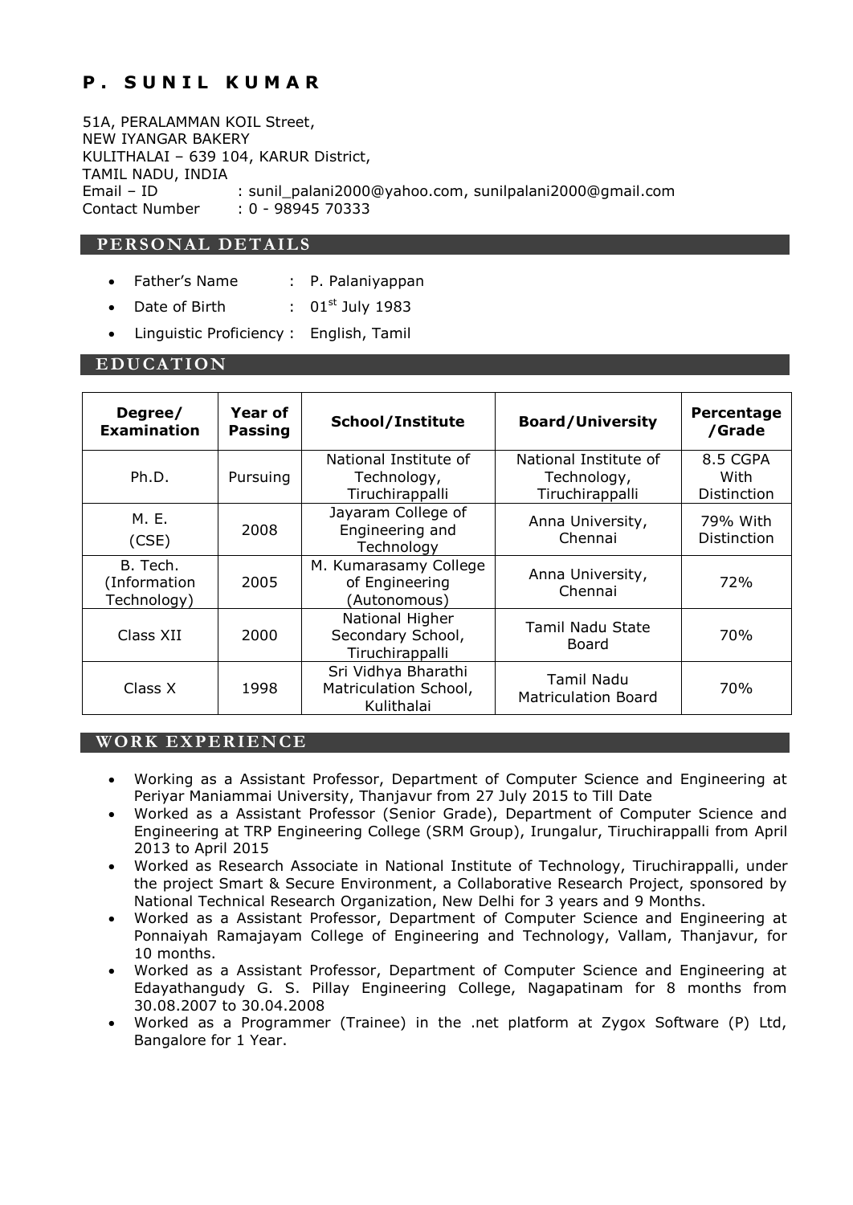# P. SUNIL KUMAR

51A, PERALAMMAN KOIL Street,
NEW IYANGAR BAKERY
KULITHALAI – 639 104, KARUR District,
TAMIL NADU, INDIA
Email – ID : sunil_palani2000@yahoo.com, sunilpalani2000@gmail.com
Contact Number : 0 - 98945 70333

## PERSONAL DETAILS

- Father's Name : P. Palaniyappan
- Date of Birth : 01st July 1983
- Linguistic Proficiency : English, Tamil

## EDUCATION

| Degree/ Examination | Year of Passing | School/Institute | Board/University | Percentage /Grade |
|---|---|---|---|---|
| Ph.D. | Pursuing | National Institute of Technology, Tiruchirappalli | National Institute of Technology, Tiruchirappalli | 8.5 CGPA With Distinction |
| M. E. (CSE) | 2008 | Jayaram College of Engineering and Technology | Anna University, Chennai | 79% With Distinction |
| B. Tech. (Information Technology) | 2005 | M. Kumarasamy College of Engineering (Autonomous) | Anna University, Chennai | 72% |
| Class XII | 2000 | National Higher Secondary School, Tiruchirappalli | Tamil Nadu State Board | 70% |
| Class X | 1998 | Sri Vidhya Bharathi Matriculation School, Kulithalai | Tamil Nadu Matriculation Board | 70% |

## WORK EXPERIENCE

- Working as a Assistant Professor, Department of Computer Science and Engineering at Periyar Maniammai University, Thanjavur from 27 July 2015 to Till Date
- Worked as a Assistant Professor (Senior Grade), Department of Computer Science and Engineering at TRP Engineering College (SRM Group), Irungalur, Tiruchirappalli from April 2013 to April 2015
- Worked as Research Associate in National Institute of Technology, Tiruchirappalli, under the project Smart & Secure Environment, a Collaborative Research Project, sponsored by National Technical Research Organization, New Delhi for 3 years and 9 Months.
- Worked as a Assistant Professor, Department of Computer Science and Engineering at Ponnaiyah Ramajayam College of Engineering and Technology, Vallam, Thanjavur, for 10 months.
- Worked as a Assistant Professor, Department of Computer Science and Engineering at Edayathangudy G. S. Pillay Engineering College, Nagapatinam for 8 months from 30.08.2007 to 30.04.2008
- Worked as a Programmer (Trainee) in the .net platform at Zygox Software (P) Ltd, Bangalore for 1 Year.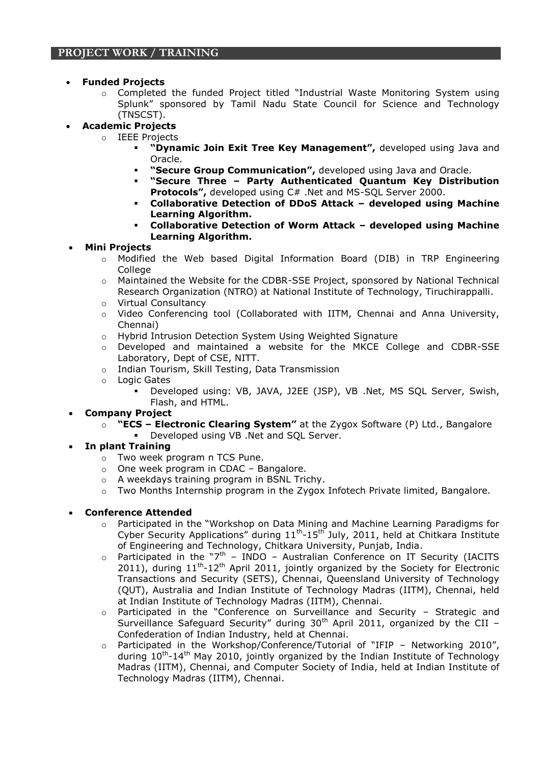## PROJECT WORK / TRAINING

- **Funded Projects**
  - Completed the funded Project titled "Industrial Waste Monitoring System using Splunk" sponsored by Tamil Nadu State Council for Science and Technology (TNSCST).
- **Academic Projects**
  - IEEE Projects
    - **"Dynamic Join Exit Tree Key Management",** developed using Java and Oracle.
    - **"Secure Group Communication",** developed using Java and Oracle.
    - **"Secure Three – Party Authenticated Quantum Key Distribution Protocols",** developed using C# .Net and MS-SQL Server 2000.
    - **Collaborative Detection of DDoS Attack – developed using Machine Learning Algorithm.**
    - **Collaborative Detection of Worm Attack – developed using Machine Learning Algorithm.**
- **Mini Projects**
  - Modified the Web based Digital Information Board (DIB) in TRP Engineering College
  - Maintained the Website for the CDBR-SSE Project, sponsored by National Technical Research Organization (NTRO) at National Institute of Technology, Tiruchirappalli.
  - Virtual Consultancy
  - Video Conferencing tool (Collaborated with IITM, Chennai and Anna University, Chennai)
  - Hybrid Intrusion Detection System Using Weighted Signature
  - Developed and maintained a website for the MKCE College and CDBR-SSE Laboratory, Dept of CSE, NITT.
  - Indian Tourism, Skill Testing, Data Transmission
  - Logic Gates
    - Developed using: VB, JAVA, J2EE (JSP), VB .Net, MS SQL Server, Swish, Flash, and HTML.
- **Company Project**
  - **"ECS – Electronic Clearing System"** at the Zygox Software (P) Ltd., Bangalore
    - Developed using VB .Net and SQL Server.
- **In plant Training**
  - Two week program n TCS Pune.
  - One week program in CDAC – Bangalore.
  - A weekdays training program in BSNL Trichy.
  - Two Months Internship program in the Zygox Infotech Private limited, Bangalore.

- **Conference Attended**
  - Participated in the "Workshop on Data Mining and Machine Learning Paradigms for Cyber Security Applications" during 11th-15th July, 2011, held at Chitkara Institute of Engineering and Technology, Chitkara University, Punjab, India.
  - Participated in the "7th – INDO – Australian Conference on IT Security (IACITS 2011), during 11th-12th April 2011, jointly organized by the Society for Electronic Transactions and Security (SETS), Chennai, Queensland University of Technology (QUT), Australia and Indian Institute of Technology Madras (IITM), Chennai, held at Indian Institute of Technology Madras (IITM), Chennai.
  - Participated in the "Conference on Surveillance and Security – Strategic and Surveillance Safeguard Security" during 30th April 2011, organized by the CII – Confederation of Indian Industry, held at Chennai.
  - Participated in the Workshop/Conference/Tutorial of "IFIP – Networking 2010", during 10th-14th May 2010, jointly organized by the Indian Institute of Technology Madras (IITM), Chennai, and Computer Society of India, held at Indian Institute of Technology Madras (IITM), Chennai.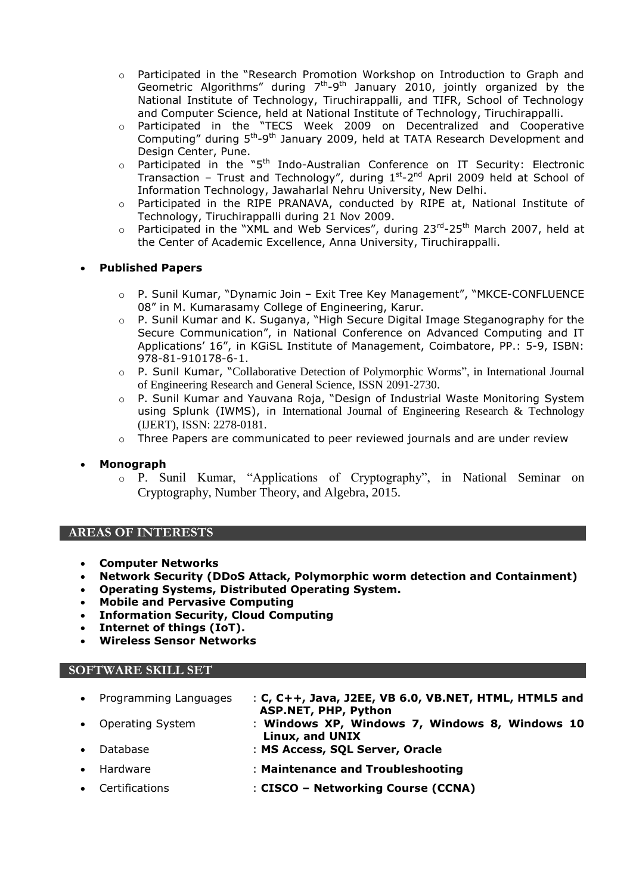- Participated in the "Research Promotion Workshop on Introduction to Graph and Geometric Algorithms" during 7th-9th January 2010, jointly organized by the National Institute of Technology, Tiruchirappalli, and TIFR, School of Technology and Computer Science, held at National Institute of Technology, Tiruchirappalli.
- Participated in the "TECS Week 2009 on Decentralized and Cooperative Computing" during 5th-9th January 2009, held at TATA Research Development and Design Center, Pune.
- Participated in the "5th Indo-Australian Conference on IT Security: Electronic Transaction – Trust and Technology", during 1st-2nd April 2009 held at School of Information Technology, Jawaharlal Nehru University, New Delhi.
- Participated in the RIPE PRANAVA, conducted by RIPE at, National Institute of Technology, Tiruchirappalli during 21 Nov 2009.
- Participated in the "XML and Web Services", during 23rd-25th March 2007, held at the Center of Academic Excellence, Anna University, Tiruchirappalli.

- **Published Papers**
  - P. Sunil Kumar, "Dynamic Join – Exit Tree Key Management", "MKCE-CONFLUENCE 08" in M. Kumarasamy College of Engineering, Karur.
  - P. Sunil Kumar and K. Suganya, "High Secure Digital Image Steganography for the Secure Communication", in National Conference on Advanced Computing and IT Applications' 16", in KGiSL Institute of Management, Coimbatore, PP.: 5-9, ISBN: 978-81-910178-6-1.
  - P. Sunil Kumar, "Collaborative Detection of Polymorphic Worms", in International Journal of Engineering Research and General Science, ISSN 2091-2730.
  - P. Sunil Kumar and Yauvana Roja, "Design of Industrial Waste Monitoring System using Splunk (IWMS), in International Journal of Engineering Research & Technology (IJERT), ISSN: 2278-0181.
  - Three Papers are communicated to peer reviewed journals and are under review

- **Monograph**
  - P. Sunil Kumar, "Applications of Cryptography", in National Seminar on Cryptography, Number Theory, and Algebra, 2015.

## AREAS OF INTERESTS

- **Computer Networks**
- **Network Security (DDoS Attack, Polymorphic worm detection and Containment)**
- **Operating Systems, Distributed Operating System.**
- **Mobile and Pervasive Computing**
- **Information Security, Cloud Computing**
- **Internet of things (IoT).**
- **Wireless Sensor Networks**

## SOFTWARE SKILL SET

- Programming Languages : **C, C++, Java, J2EE, VB 6.0, VB.NET, HTML, HTML5 and ASP.NET, PHP, Python**
- Operating System : **Windows XP, Windows 7, Windows 8, Windows 10 Linux, and UNIX**
- Database : **MS Access, SQL Server, Oracle**
- Hardware : **Maintenance and Troubleshooting**
- Certifications : **CISCO – Networking Course (CCNA)**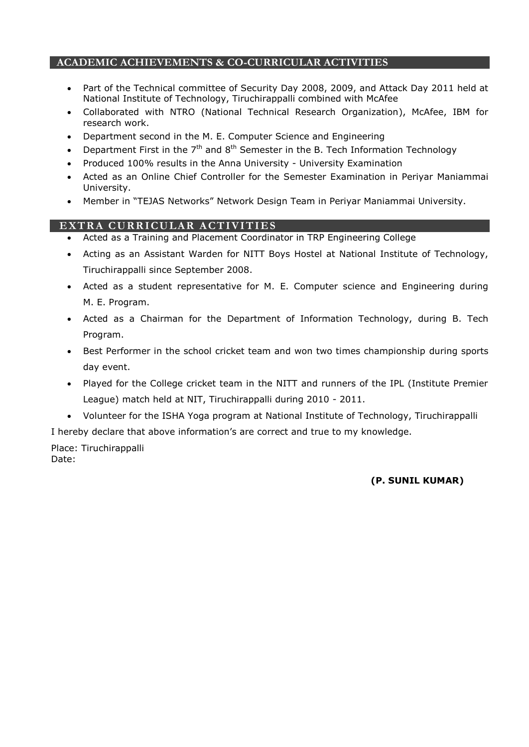## ACADEMIC ACHIEVEMENTS & CO-CURRICULAR ACTIVITIES

- Part of the Technical committee of Security Day 2008, 2009, and Attack Day 2011 held at National Institute of Technology, Tiruchirappalli combined with McAfee
- Collaborated with NTRO (National Technical Research Organization), McAfee, IBM for research work.
- Department second in the M. E. Computer Science and Engineering
- Department First in the 7th and 8th Semester in the B. Tech Information Technology
- Produced 100% results in the Anna University - University Examination
- Acted as an Online Chief Controller for the Semester Examination in Periyar Maniammai University.
- Member in “TEJAS Networks” Network Design Team in Periyar Maniammai University.

## EXTRA CURRICULAR ACTIVITIES

- Acted as a Training and Placement Coordinator in TRP Engineering College
- Acting as an Assistant Warden for NITT Boys Hostel at National Institute of Technology, Tiruchirappalli since September 2008.
- Acted as a student representative for M. E. Computer science and Engineering during M. E. Program.
- Acted as a Chairman for the Department of Information Technology, during B. Tech Program.
- Best Performer in the school cricket team and won two times championship during sports day event.
- Played for the College cricket team in the NITT and runners of the IPL (Institute Premier League) match held at NIT, Tiruchirappalli during 2010 - 2011.
- Volunteer for the ISHA Yoga program at National Institute of Technology, Tiruchirappalli

I hereby declare that above information’s are correct and true to my knowledge.

Place: Tiruchirappalli
Date:

**(P. SUNIL KUMAR)**